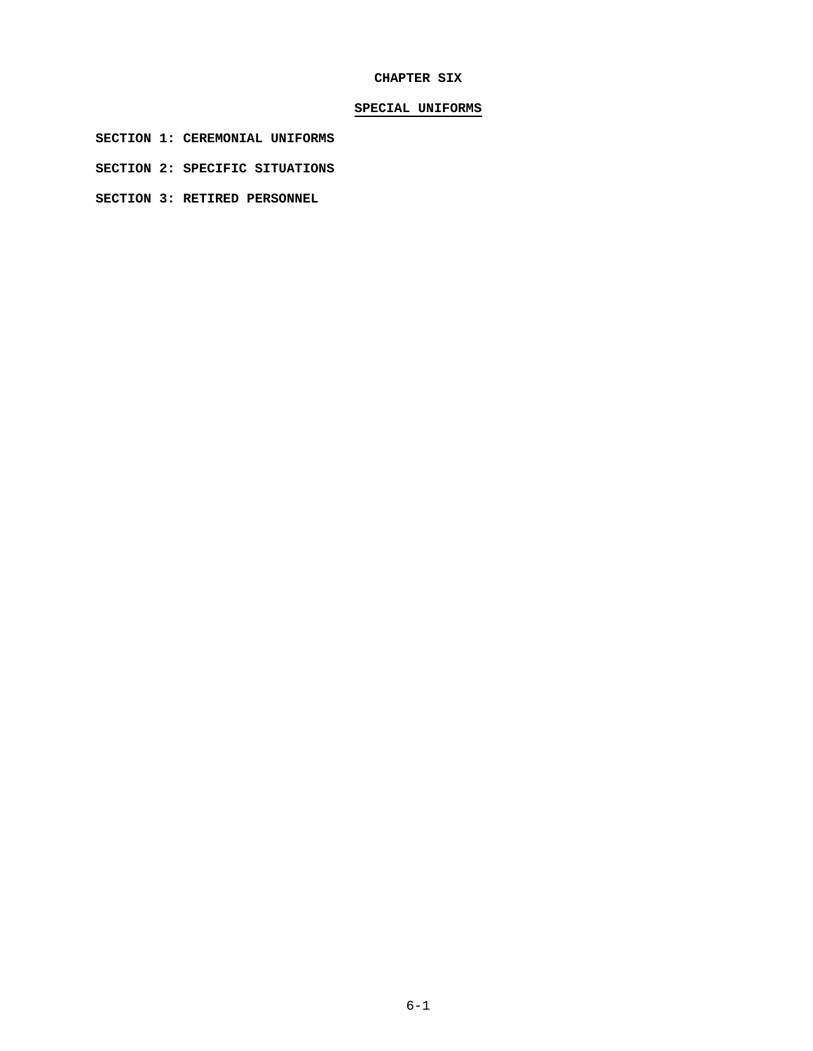# CHAPTER SIX

## SPECIAL UNIFORMS

**SECTION 1: CEREMONIAL UNIFORMS**

**SECTION 2: SPECIFIC SITUATIONS**

**SECTION 3: RETIRED PERSONNEL**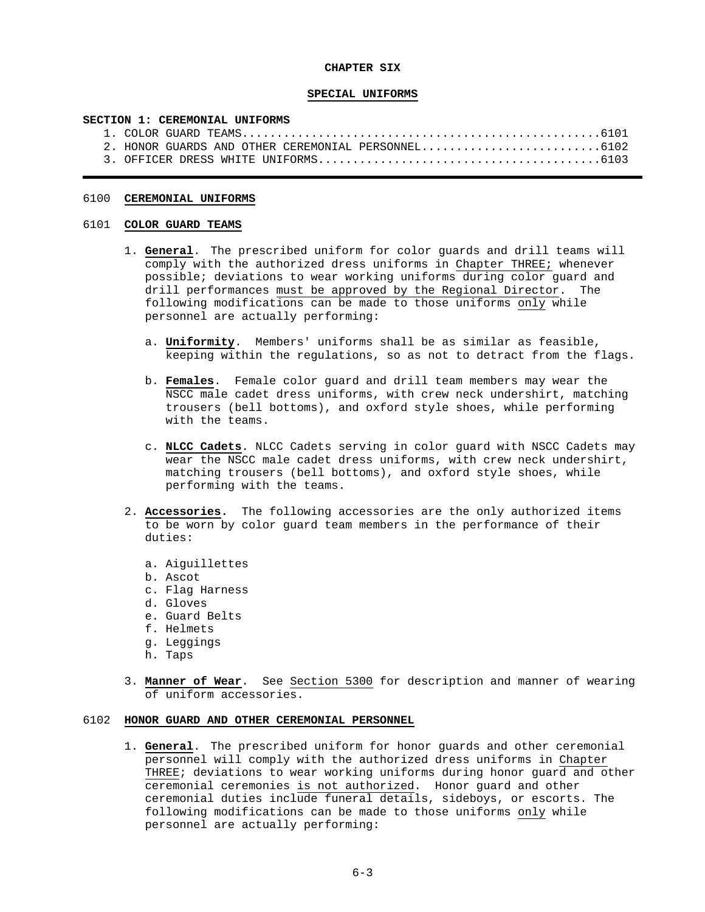**CHAPTER SIX**

**SPECIAL UNIFORMS**

**SECTION 1: CEREMONIAL UNIFORMS**

1. COLOR GUARD TEAMS....................................................6101
2. HONOR GUARDS AND OTHER CEREMONIAL PERSONNEL.........................6102
3. OFFICER DRESS WHITE UNIFORMS........................................6103

---

6100 **CEREMONIAL UNIFORMS**

6101 **COLOR GUARD TEAMS**

1. **General**. The prescribed uniform for color guards and drill teams will comply with the authorized dress uniforms in Chapter THREE; whenever possible; deviations to wear working uniforms during color guard and drill performances must be approved by the Regional Director. The following modifications can be made to those uniforms only while personnel are actually performing:

   a. **Uniformity**. Members' uniforms shall be as similar as feasible, keeping within the regulations, so as not to detract from the flags.

   b. **Females**. Female color guard and drill team members may wear the NSCC male cadet dress uniforms, with crew neck undershirt, matching trousers (bell bottoms), and oxford style shoes, while performing with the teams.

   c. **NLCC Cadets**. NLCC Cadets serving in color guard with NSCC Cadets may wear the NSCC male cadet dress uniforms, with crew neck undershirt, matching trousers (bell bottoms), and oxford style shoes, while performing with the teams.

2. **Accessories.** The following accessories are the only authorized items to be worn by color guard team members in the performance of their duties:

   a. Aiguillettes
   b. Ascot
   c. Flag Harness
   d. Gloves
   e. Guard Belts
   f. Helmets
   g. Leggings
   h. Taps

3. **Manner of Wear**. See Section 5300 for description and manner of wearing of uniform accessories.

6102 **HONOR GUARD AND OTHER CEREMONIAL PERSONNEL**

1. **General**. The prescribed uniform for honor guards and other ceremonial personnel will comply with the authorized dress uniforms in Chapter THREE; deviations to wear working uniforms during honor guard and other ceremonial ceremonies is not authorized. Honor guard and other ceremonial duties include funeral details, sideboys, or escorts. The following modifications can be made to those uniforms only while personnel are actually performing: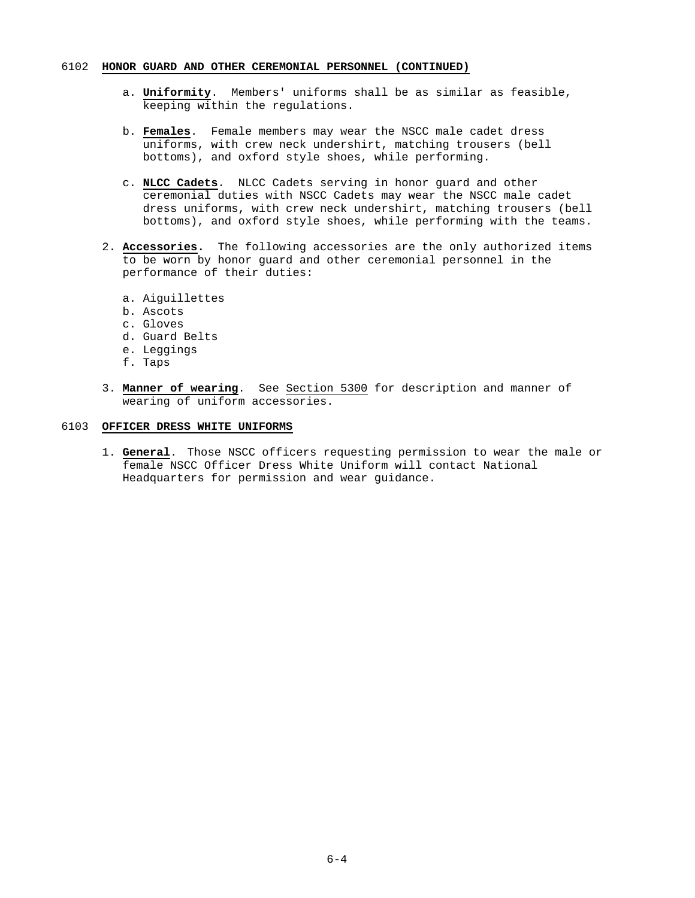## 6102 HONOR GUARD AND OTHER CEREMONIAL PERSONNEL (CONTINUED)

a. **Uniformity**. Members' uniforms shall be as similar as feasible, keeping within the regulations.

b. **Females**. Female members may wear the NSCC male cadet dress uniforms, with crew neck undershirt, matching trousers (bell bottoms), and oxford style shoes, while performing.

c. **NLCC Cadets**. NLCC Cadets serving in honor guard and other ceremonial duties with NSCC Cadets may wear the NSCC male cadet dress uniforms, with crew neck undershirt, matching trousers (bell bottoms), and oxford style shoes, while performing with the teams.

2. **Accessories.** The following accessories are the only authorized items to be worn by honor guard and other ceremonial personnel in the performance of their duties:

   a. Aiguillettes
   b. Ascots
   c. Gloves
   d. Guard Belts
   e. Leggings
   f. Taps

3. **Manner of wearing**. See Section 5300 for description and manner of wearing of uniform accessories.

## 6103 OFFICER DRESS WHITE UNIFORMS

1. **General**. Those NSCC officers requesting permission to wear the male or female NSCC Officer Dress White Uniform will contact National Headquarters for permission and wear guidance.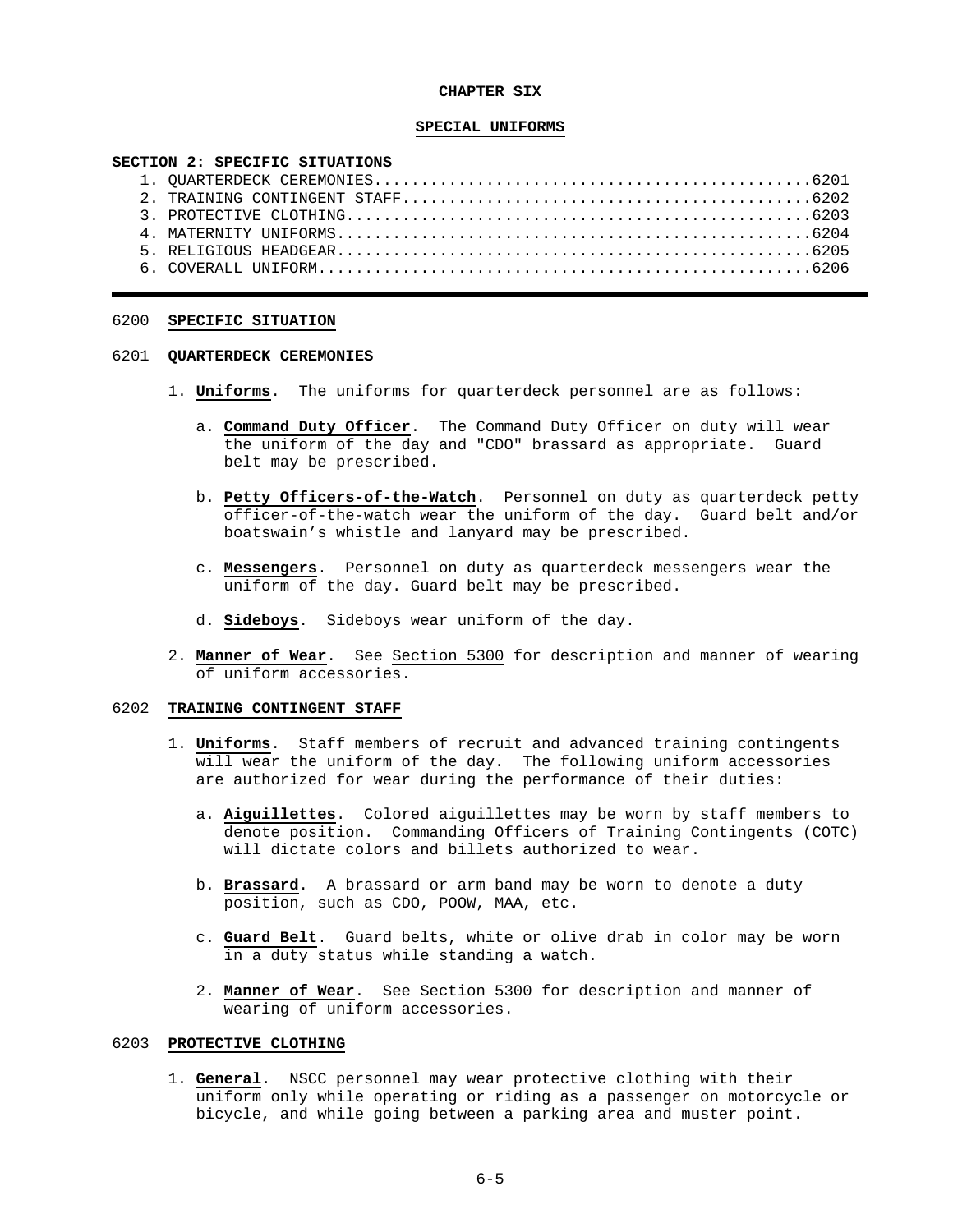**CHAPTER SIX**

**SPECIAL UNIFORMS**

**SECTION 2: SPECIFIC SITUATIONS**

1. QUARTERDECK CEREMONIES.............................................6201
2. TRAINING CONTINGENT STAFF..........................................6202
3. PROTECTIVE CLOTHING................................................6203
4. MATERNITY UNIFORMS.................................................6204
5. RELIGIOUS HEADGEAR.................................................6205
6. COVERALL UNIFORM...................................................6206

---

## 6200 SPECIFIC SITUATION

### 6201 QUARTERDECK CEREMONIES

1. **Uniforms**. The uniforms for quarterdeck personnel are as follows:

   a. **Command Duty Officer**. The Command Duty Officer on duty will wear the uniform of the day and "CDO" brassard as appropriate. Guard belt may be prescribed.

   b. **Petty Officers-of-the-Watch**. Personnel on duty as quarterdeck petty officer-of-the-watch wear the uniform of the day. Guard belt and/or boatswain's whistle and lanyard may be prescribed.

   c. **Messengers**. Personnel on duty as quarterdeck messengers wear the uniform of the day. Guard belt may be prescribed.

   d. **Sideboys**. Sideboys wear uniform of the day.

2. **Manner of Wear**. See Section 5300 for description and manner of wearing of uniform accessories.

### 6202 TRAINING CONTINGENT STAFF

1. **Uniforms**. Staff members of recruit and advanced training contingents will wear the uniform of the day. The following uniform accessories are authorized for wear during the performance of their duties:

   a. **Aiguillettes**. Colored aiguillettes may be worn by staff members to denote position. Commanding Officers of Training Contingents (COTC) will dictate colors and billets authorized to wear.

   b. **Brassard**. A brassard or arm band may be worn to denote a duty position, such as CDO, POOW, MAA, etc.

   c. **Guard Belt**. Guard belts, white or olive drab in color may be worn in a duty status while standing a watch.

2. **Manner of Wear**. See Section 5300 for description and manner of wearing of uniform accessories.

### 6203 PROTECTIVE CLOTHING

1. **General**. NSCC personnel may wear protective clothing with their uniform only while operating or riding as a passenger on motorcycle or bicycle, and while going between a parking area and muster point.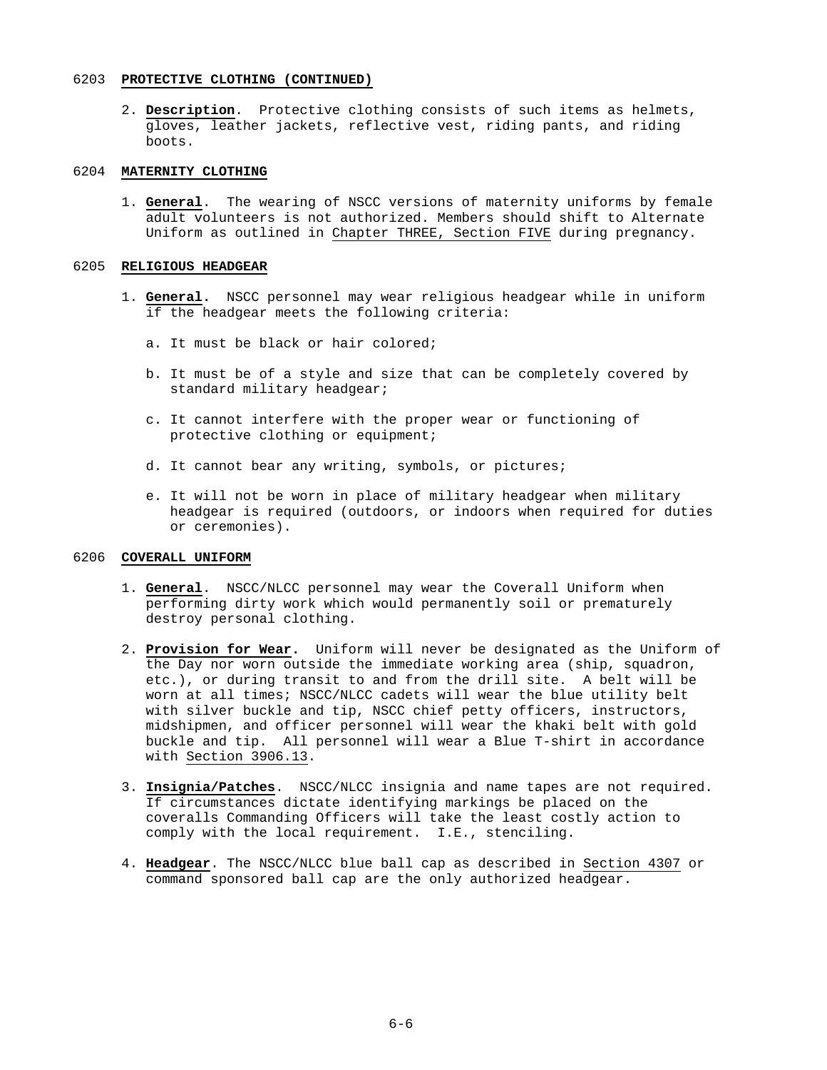## 6203 PROTECTIVE CLOTHING (CONTINUED)

2. **Description**. Protective clothing consists of such items as helmets, gloves, leather jackets, reflective vest, riding pants, and riding boots.

## 6204 MATERNITY CLOTHING

1. **General**. The wearing of NSCC versions of maternity uniforms by female adult volunteers is not authorized. Members should shift to Alternate Uniform as outlined in Chapter THREE, Section FIVE during pregnancy.

## 6205 RELIGIOUS HEADGEAR

1. **General**. NSCC personnel may wear religious headgear while in uniform if the headgear meets the following criteria:

   a. It must be black or hair colored;

   b. It must be of a style and size that can be completely covered by standard military headgear;

   c. It cannot interfere with the proper wear or functioning of protective clothing or equipment;

   d. It cannot bear any writing, symbols, or pictures;

   e. It will not be worn in place of military headgear when military headgear is required (outdoors, or indoors when required for duties or ceremonies).

## 6206 COVERALL UNIFORM

1. **General**. NSCC/NLCC personnel may wear the Coverall Uniform when performing dirty work which would permanently soil or prematurely destroy personal clothing.

2. **Provision for Wear**. Uniform will never be designated as the Uniform of the Day nor worn outside the immediate working area (ship, squadron, etc.), or during transit to and from the drill site. A belt will be worn at all times; NSCC/NLCC cadets will wear the blue utility belt with silver buckle and tip, NSCC chief petty officers, instructors, midshipmen, and officer personnel will wear the khaki belt with gold buckle and tip. All personnel will wear a Blue T-shirt in accordance with Section 3906.13.

3. **Insignia/Patches**. NSCC/NLCC insignia and name tapes are not required. If circumstances dictate identifying markings be placed on the coveralls Commanding Officers will take the least costly action to comply with the local requirement. I.E., stenciling.

4. **Headgear**. The NSCC/NLCC blue ball cap as described in Section 4307 or command sponsored ball cap are the only authorized headgear.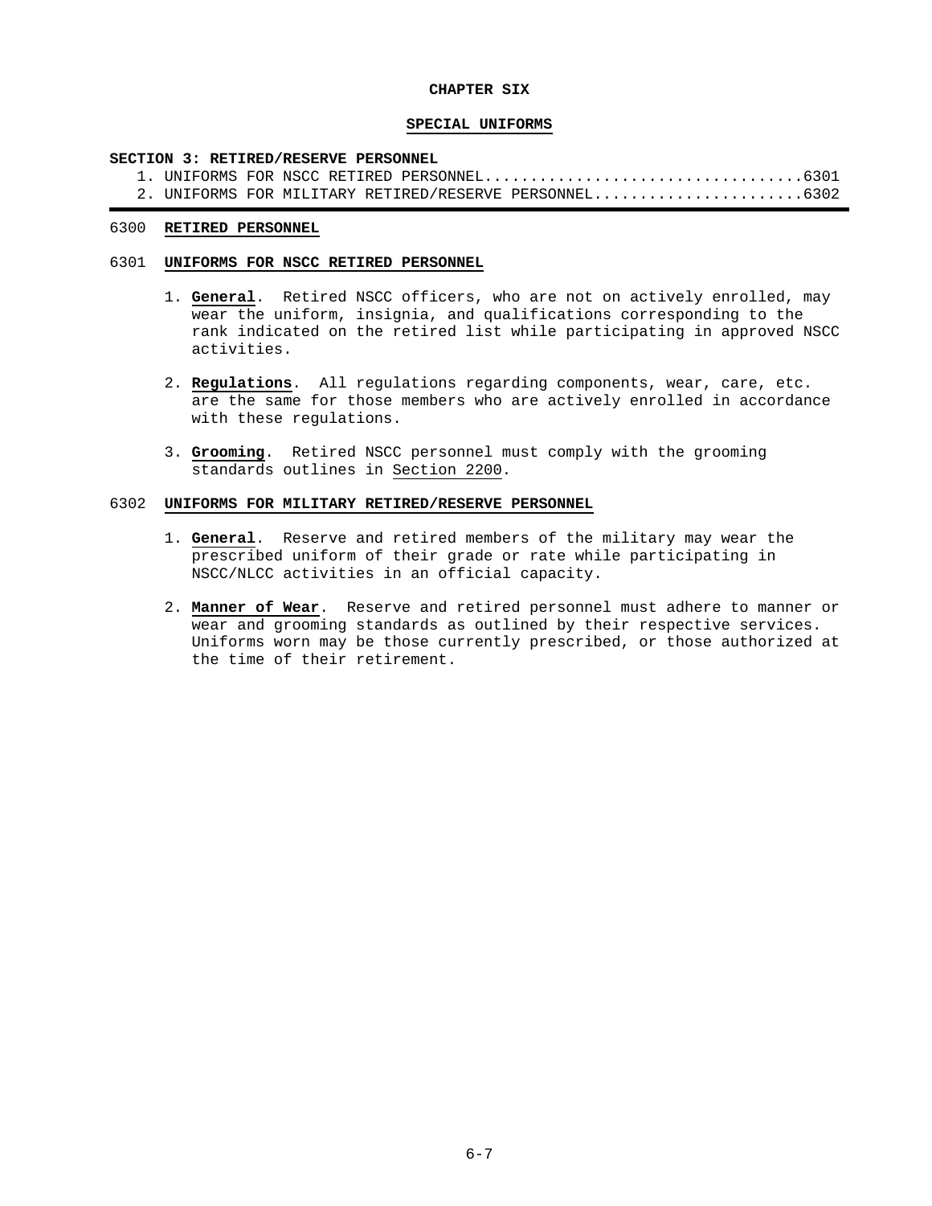# CHAPTER SIX

## SPECIAL UNIFORMS

**SECTION 3: RETIRED/RESERVE PERSONNEL**

1. UNIFORMS FOR NSCC RETIRED PERSONNEL....................................6301
2. UNIFORMS FOR MILITARY RETIRED/RESERVE PERSONNEL.......................6302

### 6300 RETIRED PERSONNEL

### 6301 UNIFORMS FOR NSCC RETIRED PERSONNEL

1. **General**. Retired NSCC officers, who are not on actively enrolled, may wear the uniform, insignia, and qualifications corresponding to the rank indicated on the retired list while participating in approved NSCC activities.

2. **Regulations**. All regulations regarding components, wear, care, etc. are the same for those members who are actively enrolled in accordance with these regulations.

3. **Grooming**. Retired NSCC personnel must comply with the grooming standards outlines in Section 2200.

### 6302 UNIFORMS FOR MILITARY RETIRED/RESERVE PERSONNEL

1. **General**. Reserve and retired members of the military may wear the prescribed uniform of their grade or rate while participating in NSCC/NLCC activities in an official capacity.

2. **Manner of Wear**. Reserve and retired personnel must adhere to manner or wear and grooming standards as outlined by their respective services. Uniforms worn may be those currently prescribed, or those authorized at the time of their retirement.